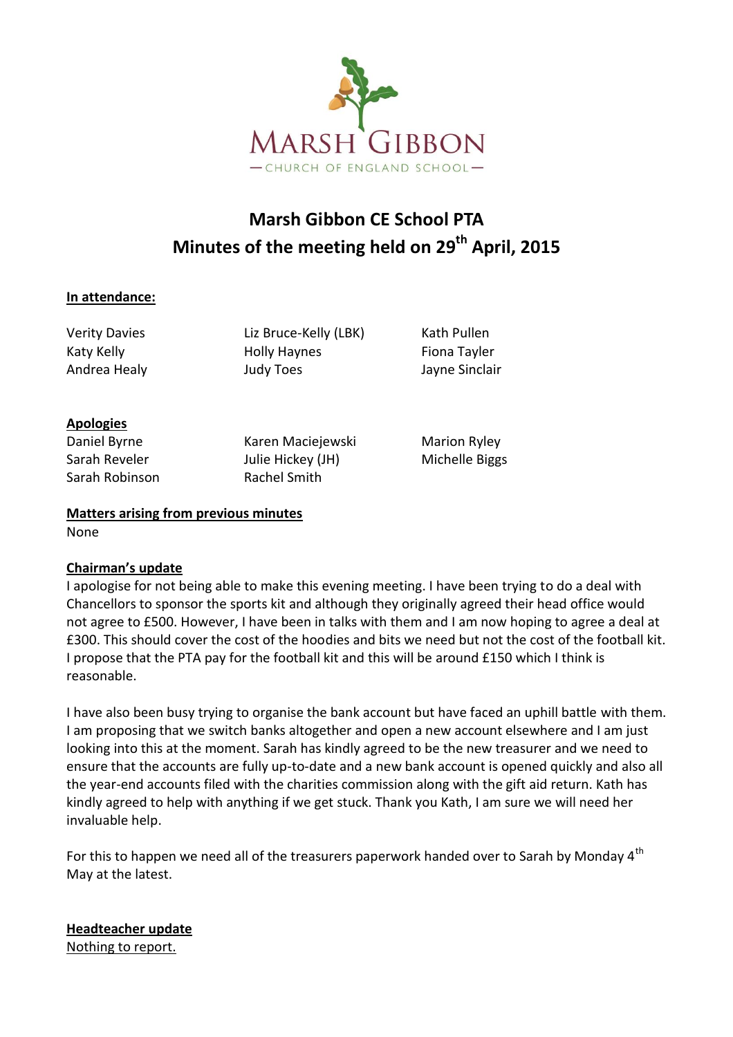MARSH GIBBON
— CHURCH OF ENGLAND SCHOOL —

# Marsh Gibbon CE School PTA
# Minutes of the meeting held on 29th April, 2015

**In attendance:**

Verity Davies
Katy Kelly
Andrea Healy
Liz Bruce-Kelly (LBK)
Holly Haynes
Judy Toes
Kath Pullen
Fiona Tayler
Jayne Sinclair

**Apologies**

Daniel Byrne
Sarah Reveler
Sarah Robinson
Karen Maciejewski
Julie Hickey (JH)
Rachel Smith
Marion Ryley
Michelle Biggs

**Matters arising from previous minutes**

None

**Chairman's update**

I apologise for not being able to make this evening meeting. I have been trying to do a deal with Chancellors to sponsor the sports kit and although they originally agreed their head office would not agree to £500. However, I have been in talks with them and I am now hoping to agree a deal at £300. This should cover the cost of the hoodies and bits we need but not the cost of the football kit. I propose that the PTA pay for the football kit and this will be around £150 which I think is reasonable.

I have also been busy trying to organise the bank account but have faced an uphill battle with them. I am proposing that we switch banks altogether and open a new account elsewhere and I am just looking into this at the moment. Sarah has kindly agreed to be the new treasurer and we need to ensure that the accounts are fully up-to-date and a new bank account is opened quickly and also all the year-end accounts filed with the charities commission along with the gift aid return. Kath has kindly agreed to help with anything if we get stuck. Thank you Kath, I am sure we will need her invaluable help.

For this to happen we need all of the treasurers paperwork handed over to Sarah by Monday 4th May at the latest.

**Headteacher update**

Nothing to report.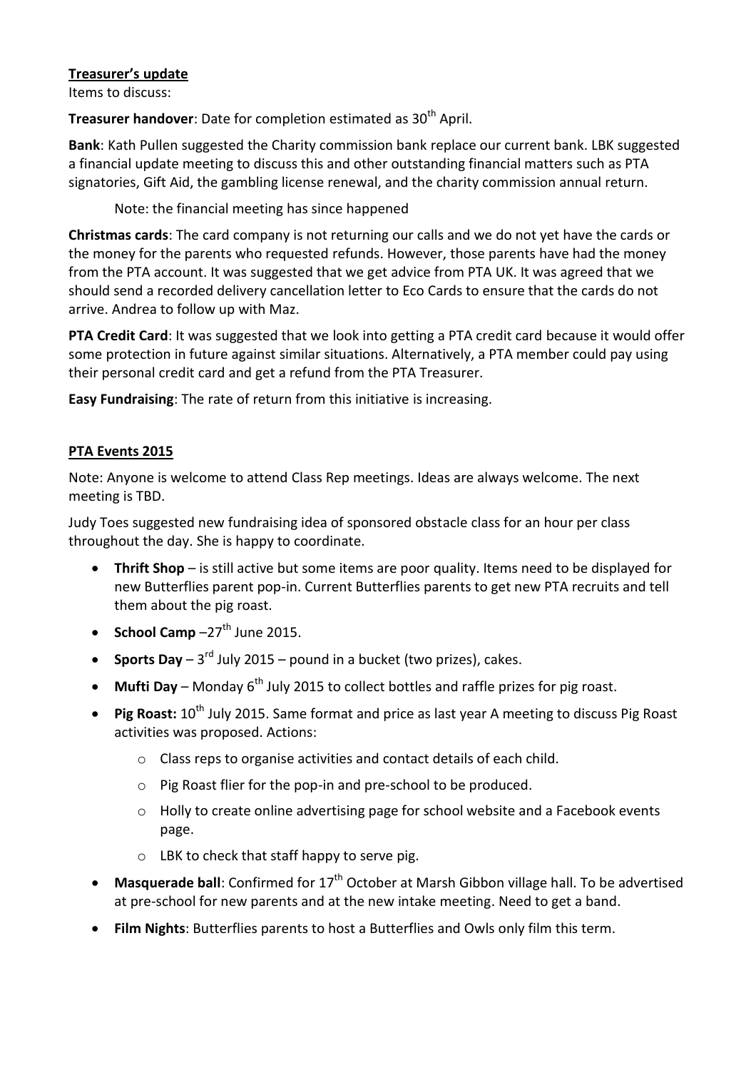## Treasurer's update

Items to discuss:

**Treasurer handover**: Date for completion estimated as 30th April.

**Bank**: Kath Pullen suggested the Charity commission bank replace our current bank. LBK suggested a financial update meeting to discuss this and other outstanding financial matters such as PTA signatories, Gift Aid, the gambling license renewal, and the charity commission annual return.

Note: the financial meeting has since happened

**Christmas cards**: The card company is not returning our calls and we do not yet have the cards or the money for the parents who requested refunds. However, those parents have had the money from the PTA account. It was suggested that we get advice from PTA UK. It was agreed that we should send a recorded delivery cancellation letter to Eco Cards to ensure that the cards do not arrive. Andrea to follow up with Maz.

**PTA Credit Card**: It was suggested that we look into getting a PTA credit card because it would offer some protection in future against similar situations. Alternatively, a PTA member could pay using their personal credit card and get a refund from the PTA Treasurer.

**Easy Fundraising**: The rate of return from this initiative is increasing.

## PTA Events 2015

Note: Anyone is welcome to attend Class Rep meetings. Ideas are always welcome. The next meeting is TBD.

Judy Toes suggested new fundraising idea of sponsored obstacle class for an hour per class throughout the day. She is happy to coordinate.

- **Thrift Shop** – is still active but some items are poor quality. Items need to be displayed for new Butterflies parent pop-in. Current Butterflies parents to get new PTA recruits and tell them about the pig roast.
- **School Camp** –27th June 2015.
- **Sports Day** – 3rd July 2015 – pound in a bucket (two prizes), cakes.
- **Mufti Day** – Monday 6th July 2015 to collect bottles and raffle prizes for pig roast.
- **Pig Roast:** 10th July 2015. Same format and price as last year A meeting to discuss Pig Roast activities was proposed. Actions:
  - Class reps to organise activities and contact details of each child.
  - Pig Roast flier for the pop-in and pre-school to be produced.
  - Holly to create online advertising page for school website and a Facebook events page.
  - LBK to check that staff happy to serve pig.
- **Masquerade ball**: Confirmed for 17th October at Marsh Gibbon village hall. To be advertised at pre-school for new parents and at the new intake meeting. Need to get a band.
- **Film Nights**: Butterflies parents to host a Butterflies and Owls only film this term.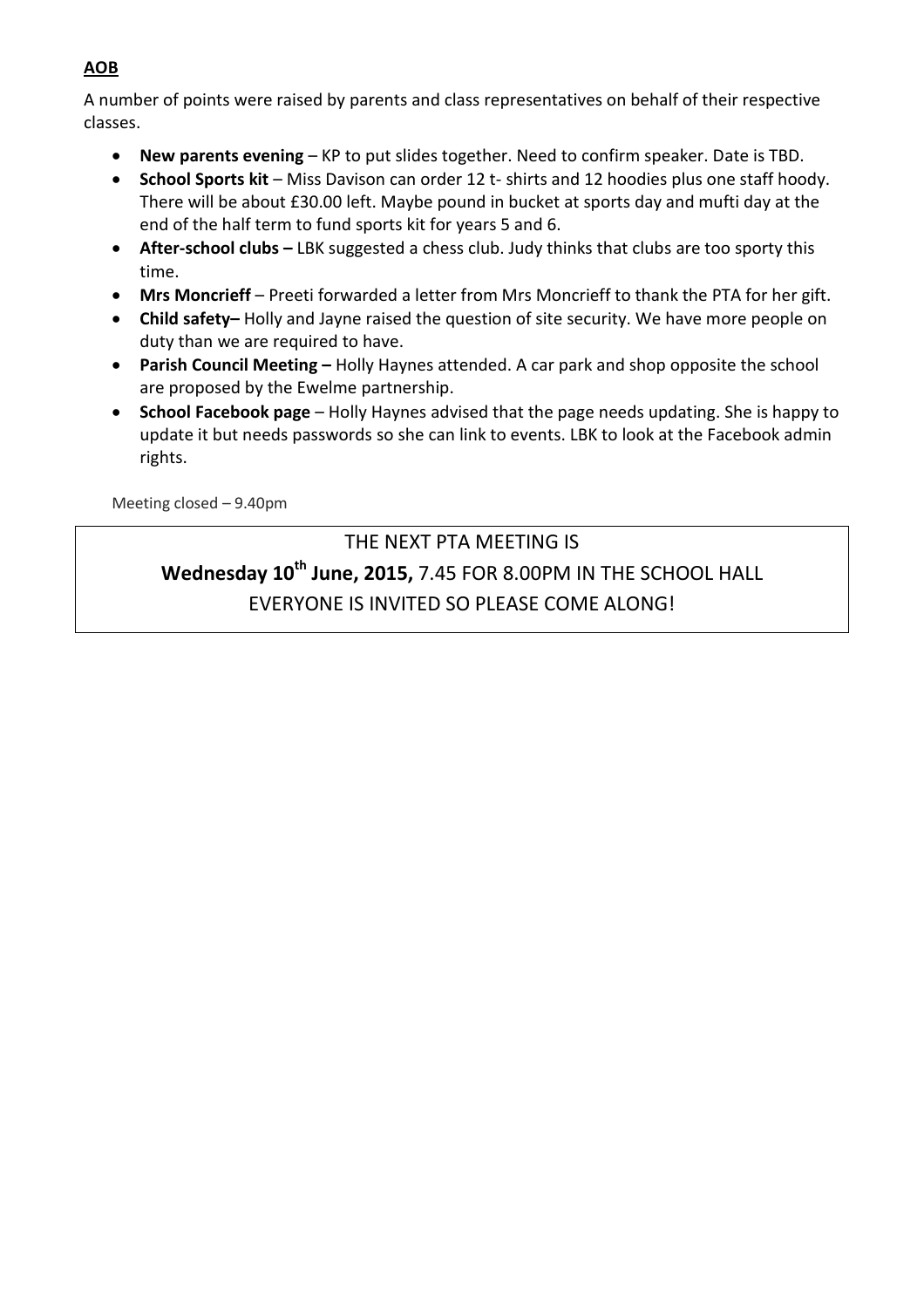**AOB**

A number of points were raised by parents and class representatives on behalf of their respective classes.

- **New parents evening** – KP to put slides together. Need to confirm speaker. Date is TBD.
- **School Sports kit** – Miss Davison can order 12 t- shirts and 12 hoodies plus one staff hoody. There will be about £30.00 left. Maybe pound in bucket at sports day and mufti day at the end of the half term to fund sports kit for years 5 and 6.
- **After-school clubs –** LBK suggested a chess club. Judy thinks that clubs are too sporty this time.
- **Mrs Moncrieff** – Preeti forwarded a letter from Mrs Moncrieff to thank the PTA for her gift.
- **Child safety–** Holly and Jayne raised the question of site security. We have more people on duty than we are required to have.
- **Parish Council Meeting –** Holly Haynes attended. A car park and shop opposite the school are proposed by the Ewelme partnership.
- **School Facebook page** – Holly Haynes advised that the page needs updating. She is happy to update it but needs passwords so she can link to events. LBK to look at the Facebook admin rights.

Meeting closed – 9.40pm

THE NEXT PTA MEETING IS

**Wednesday 10th June, 2015,** 7.45 FOR 8.00PM IN THE SCHOOL HALL

EVERYONE IS INVITED SO PLEASE COME ALONG!